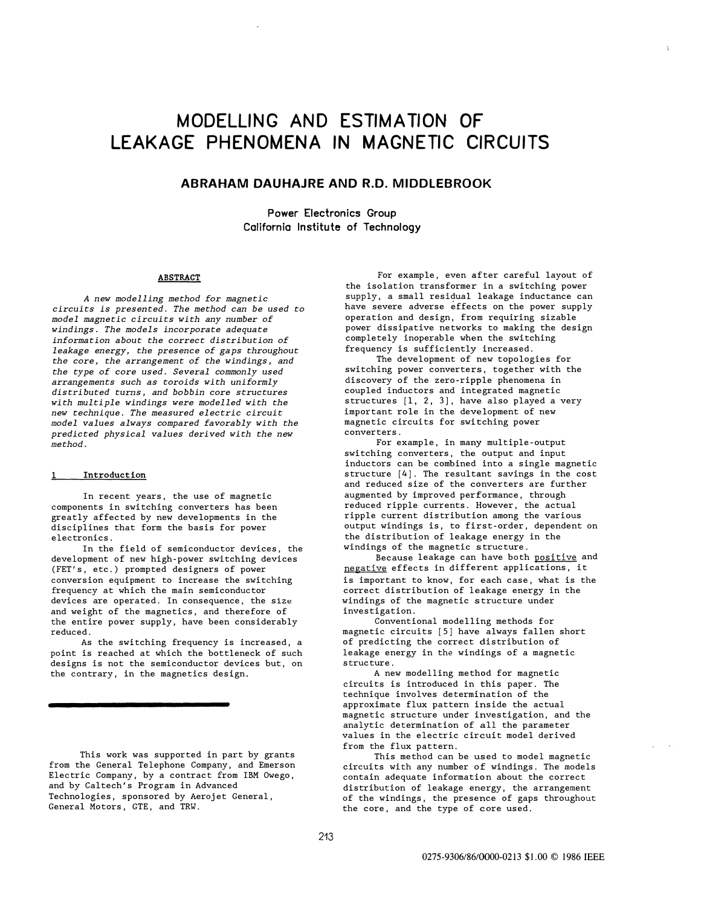# MODELLING AND ESTIMATION OF LEAKAGE PHENOMENA IN MAGNETIC CIRCUITS

**ABRAHAM DAUHAJRE AND R.D. MIDDLEBROOK**

Power Electronics Group
California Institute of Technology

## ABSTRACT

*A new modelling method for magnetic circuits is presented. The method can be used to model magnetic circuits with any number of windings. The models incorporate adequate information about the correct distribution of leakage energy, the presence of gaps throughout the core, the arrangement of the windings, and the type of core used. Several commonly used arrangements such as toroids with uniformly distributed turns, and bobbin core structures with multiple windings were modelled with the new technique. The measured electric circuit model values always compared favorably with the predicted physical values derived with the new method.*

## 1 Introduction

In recent years, the use of magnetic components in switching converters has been greatly affected by new developments in the disciplines that form the basis for power electronics.

In the field of semiconductor devices, the development of new high-power switching devices (FET's, etc.) prompted designers of power conversion equipment to increase the switching frequency at which the main semiconductor devices are operated. In consequence, the size and weight of the magnetics, and therefore of the entire power supply, have been considerably reduced.

As the switching frequency is increased, a point is reached at which the bottleneck of such designs is not the semiconductor devices but, on the contrary, in the magnetics design.

This work was supported in part by grants from the General Telephone Company, and Emerson Electric Company, by a contract from IBM Owego, and by Caltech's Program in Advanced Technologies, sponsored by Aerojet General, General Motors, GTE, and TRW.

For example, even after careful layout of the isolation transformer in a switching power supply, a small residual leakage inductance can have severe adverse effects on the power supply operation and design, from requiring sizable power dissipative networks to making the design completely inoperable when the switching frequency is sufficiently increased.

The development of new topologies for switching power converters, together with the discovery of the zero-ripple phenomena in coupled inductors and integrated magnetic structures [1, 2, 3], have also played a very important role in the development of new magnetic circuits for switching power converters.

For example, in many multiple-output switching converters, the output and input inductors can be combined into a single magnetic structure [4]. The resultant savings in the cost and reduced size of the converters are further augmented by improved performance, through reduced ripple currents. However, the actual ripple current distribution among the various output windings is, to first-order, dependent on the distribution of leakage energy in the windings of the magnetic structure.

Because leakage can have both positive and negative effects in different applications, it is important to know, for each case, what is the correct distribution of leakage energy in the windings of the magnetic structure under investigation.

Conventional modelling methods for magnetic circuits [5] have always fallen short of predicting the correct distribution of leakage energy in the windings of a magnetic structure.

A new modelling method for magnetic circuits is introduced in this paper. The technique involves determination of the approximate flux pattern inside the actual magnetic structure under investigation, and the analytic determination of all the parameter values in the electric circuit model derived from the flux pattern.

This method can be used to model magnetic circuits with any number of windings. The models contain adequate information about the correct distribution of leakage energy, the arrangement of the windings, the presence of gaps throughout the core, and the type of core used.

0275-9306/86/0000-0213 $1.00 © 1986 IEEE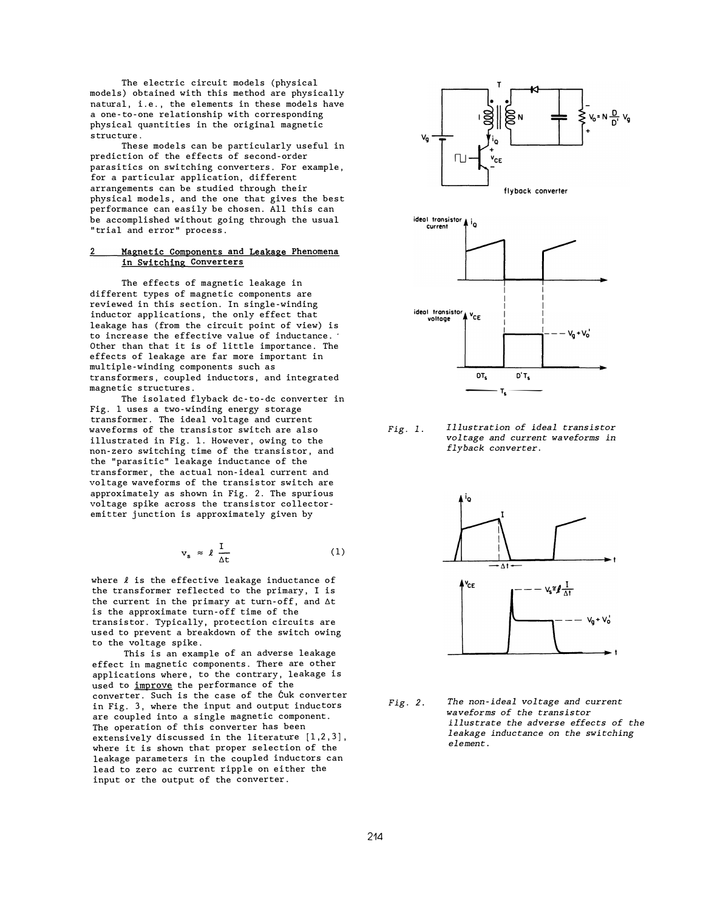The electric circuit models (physical models) obtained with this method are physically natural, i.e., the elements in these models have a one-to-one relationship with corresponding physical quantities in the original magnetic structure.

These models can be particularly useful in prediction of the effects of second-order parasitics on switching converters. For example, for a particular application, different arrangements can be studied through their physical models, and the one that gives the best performance can easily be chosen. All this can be accomplished without going through the usual "trial and error" process.

## 2 Magnetic Components and Leakage Phenomena in Switching Converters

The effects of magnetic leakage in different types of magnetic components are reviewed in this section. In single-winding inductor applications, the only effect that leakage has (from the circuit point of view) is to increase the effective value of inductance. Other than that it is of little importance. The effects of leakage are far more important in multiple-winding components such as transformers, coupled inductors, and integrated magnetic structures.

The isolated flyback dc-to-dc converter in Fig. 1 uses a two-winding energy storage transformer. The ideal voltage and current waveforms of the transistor switch are also illustrated in Fig. 1. However, owing to the non-zero switching time of the transistor, and the "parasitic" leakage inductance of the transformer, the actual non-ideal current and voltage waveforms of the transistor switch are approximately as shown in Fig. 2. The spurious voltage spike across the transistor collector-emitter junction is approximately given by

$$v_s \approx \ell \frac{I}{\Delta t} \tag{1}$$

where $\ell$ is the effective leakage inductance of the transformer reflected to the primary, I is the current in the primary at turn-off, and $\Delta t$ is the approximate turn-off time of the transistor. Typically, protection circuits are used to prevent a breakdown of the switch owing to the voltage spike.

This is an example of an adverse leakage effect in magnetic components. There are other applications where, to the contrary, leakage is used to <u>improve</u> the performance of the converter. Such is the case of the Ćuk converter in Fig. 3, where the input and output inductors are coupled into a single magnetic component. The operation of this converter has been extensively discussed in the literature [1,2,3], where it is shown that proper selection of the leakage parameters in the coupled inductors can lead to zero ac current ripple on either the input or the output of the converter.

*Fig. 1. Illustration of ideal transistor voltage and current waveforms in flyback converter.*

*Fig. 2. The non-ideal voltage and current waveforms of the transistor illustrate the adverse effects of the leakage inductance on the switching element.*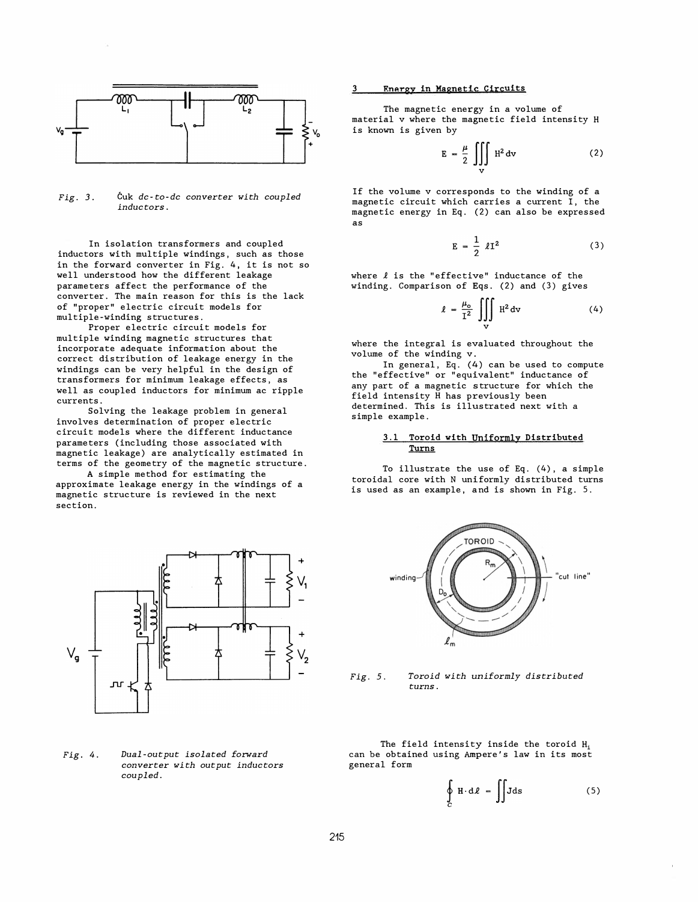*Fig. 3.* Ćuk *dc-to-dc converter with coupled inductors.*

In isolation transformers and coupled inductors with multiple windings, such as those in the forward converter in Fig. 4, it is not so well understood how the different leakage parameters affect the performance of the converter. The main reason for this is the lack of "proper" electric circuit models for multiple-winding structures.

Proper electric circuit models for multiple winding magnetic structures that incorporate adequate information about the correct distribution of leakage energy in the windings can be very helpful in the design of transformers for minimum leakage effects, as well as coupled inductors for minimum ac ripple currents.

Solving the leakage problem in general involves determination of proper electric circuit models where the different inductance parameters (including those associated with magnetic leakage) are analytically estimated in terms of the geometry of the magnetic structure.

A simple method for estimating the approximate leakage energy in the windings of a magnetic structure is reviewed in the next section.

*Fig. 4. Dual-output isolated forward converter with output inductors coupled.*

## 3 Energy in Magnetic Circuits

The magnetic energy in a volume of material v where the magnetic field intensity H is known is given by

$$E = \frac{\mu}{2} \iiint_{v} H^2 \, dv \tag{2}$$

If the volume v corresponds to the winding of a magnetic circuit which carries a current I, the magnetic energy in Eq. (2) can also be expressed as

$$E = \frac{1}{2} \ell I^2 \tag{3}$$

where $\ell$ is the "effective" inductance of the winding. Comparison of Eqs. (2) and (3) gives

$$\ell = \frac{\mu_o}{I^2} \iiint_{v} H^2 \, dv \tag{4}$$

where the integral is evaluated throughout the volume of the winding v.

In general, Eq. (4) can be used to compute the "effective" or "equivalent" inductance of any part of a magnetic structure for which the field intensity H has previously been determined. This is illustrated next with a simple example.

### 3.1 Toroid with Uniformly Distributed Turns

To illustrate the use of Eq. (4), a simple toroidal core with N uniformly distributed turns is used as an example, and is shown in Fig. 5.

*Fig. 5. Toroid with uniformly distributed turns.*

The field intensity inside the toroid $H_i$ can be obtained using Ampere's law in its most general form

$$\oint_{C} H \cdot d\ell = \iint J ds \tag{5}$$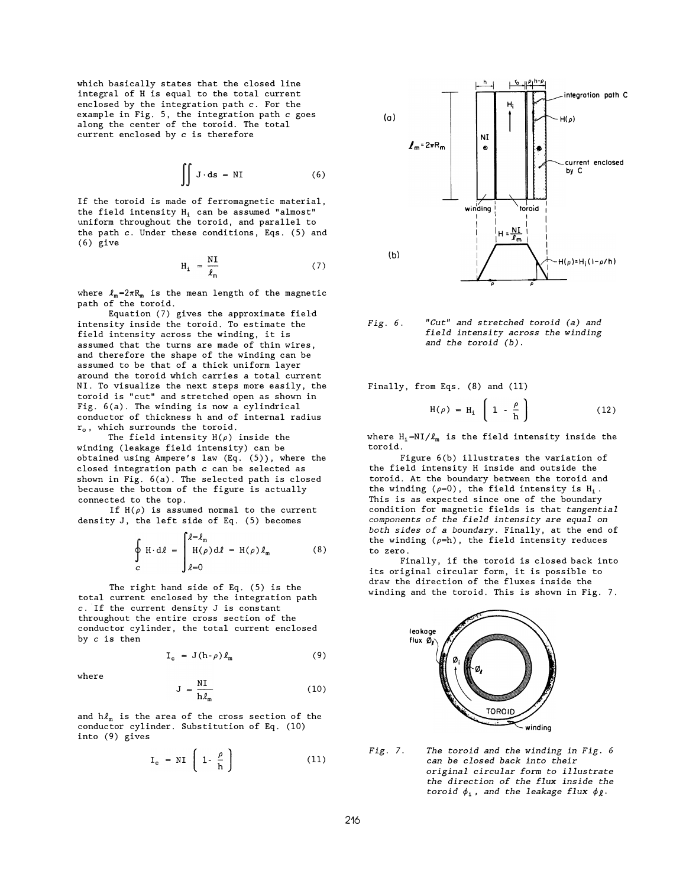which basically states that the closed line integral of H is equal to the total current enclosed by the integration path *c*. For the example in Fig. 5, the integration path *c* goes along the center of the toroid. The total current enclosed by *c* is therefore

$$\iint J \cdot ds = NI \tag{6}$$

If the toroid is made of ferromagnetic material, the field intensity $H_i$ can be assumed "almost" uniform throughout the toroid, and parallel to the path *c*. Under these conditions, Eqs. (5) and (6) give

$$H_i = \frac{NI}{\ell_m} \tag{7}$$

where $\ell_m = 2\pi R_m$ is the mean length of the magnetic path of the toroid.

Equation (7) gives the approximate field intensity inside the toroid. To estimate the field intensity across the winding, it is assumed that the turns are made of thin wires, and therefore the shape of the winding can be assumed to be that of a thick uniform layer around the toroid which carries a total current NI. To visualize the next steps more easily, the toroid is "cut" and stretched open as shown in Fig. 6(a). The winding is now a cylindrical conductor of thickness h and of internal radius $r_o$, which surrounds the toroid.

The field intensity $H(\rho)$ inside the winding (leakage field intensity) can be obtained using Ampere's law (Eq. (5)), where the closed integration path *c* can be selected as shown in Fig. 6(a). The selected path is closed because the bottom of the figure is actually connected to the top.

If $H(\rho)$ is assumed normal to the current density J, the left side of Eq. (5) becomes

$$\oint_c H \cdot d\ell = \int_{\ell=0}^{\ell=\ell_m} H(\rho) d\ell = H(\rho)\ell_m \tag{8}$$

The right hand side of Eq. (5) is the total current enclosed by the integration path *c*. If the current density J is constant throughout the entire cross section of the conductor cylinder, the total current enclosed by *c* is then

$$I_c = J(h-\rho)\ell_m \tag{9}$$

where

$$J = \frac{NI}{h\ell_m} \tag{10}$$

and $h\ell_m$ is the area of the cross section of the conductor cylinder. Substitution of Eq. (10) into (9) gives

$$I_c = NI\left(1 - \frac{\rho}{h}\right) \tag{11}$$

*Fig. 6. "Cut" and stretched toroid (a) and field intensity across the winding and the toroid (b).*

Finally, from Eqs. (8) and (11)

$$H(\rho) = H_i\left(1 - \frac{\rho}{h}\right) \tag{12}$$

where $H_i = NI/\ell_m$ is the field intensity inside the toroid.

Figure 6(b) illustrates the variation of the field intensity H inside and outside the toroid. At the boundary between the toroid and the winding ($\rho=0$), the field intensity is $H_i$. This is as expected since one of the boundary condition for magnetic fields is that *tangential components of the field intensity are equal on both sides of a boundary*. Finally, at the end of the winding ($\rho=h$), the field intensity reduces to zero.

Finally, if the toroid is closed back into its original circular form, it is possible to draw the direction of the fluxes inside the winding and the toroid. This is shown in Fig. 7.

*Fig. 7. The toroid and the winding in Fig. 6 can be closed back into their original circular form to illustrate the direction of the flux inside the toroid $\phi_i$, and the leakage flux $\phi_\ell$.*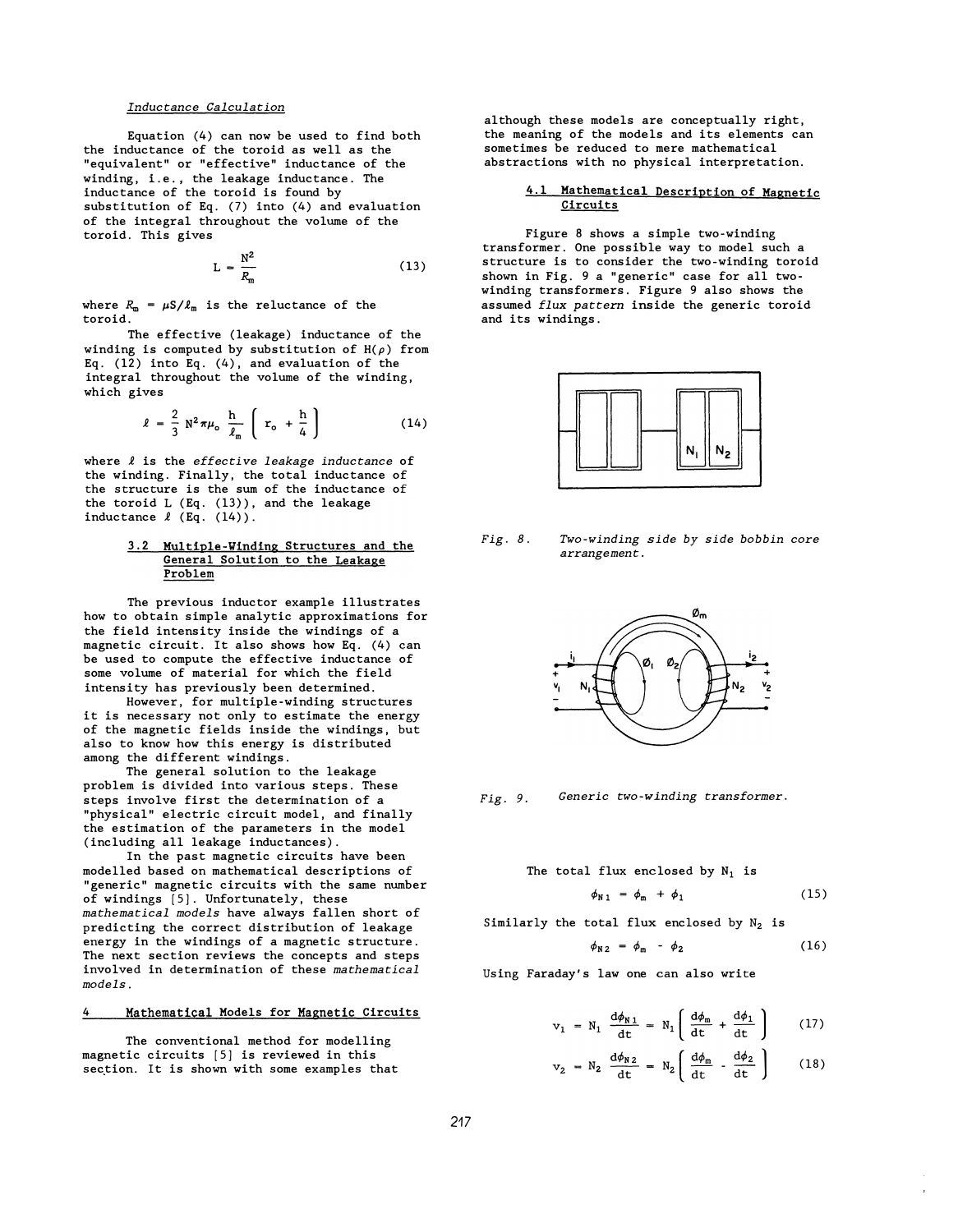*Inductance Calculation*

Equation (4) can now be used to find both the inductance of the toroid as well as the "equivalent" or "effective" inductance of the winding, i.e., the leakage inductance. The inductance of the toroid is found by substitution of Eq. (7) into (4) and evaluation of the integral throughout the volume of the toroid. This gives

$$L = \frac{N^2}{R_m} \tag{13}$$

where $R_m = \mu S / \ell_m$ is the reluctance of the toroid.

The effective (leakage) inductance of the winding is computed by substitution of $H(\rho)$ from Eq. (12) into Eq. (4), and evaluation of the integral throughout the volume of the winding, which gives

$$\ell = \frac{2}{3} N^2 \pi \mu_o \frac{h}{\ell_m} \left( r_o + \frac{h}{4} \right) \tag{14}$$

where $\ell$ is the *effective leakage inductance* of the winding. Finally, the total inductance of the structure is the sum of the inductance of the toroid L (Eq. (13)), and the leakage inductance $\ell$ (Eq. (14)).

### 3.2 Multiple-Winding Structures and the General Solution to the Leakage Problem

The previous inductor example illustrates how to obtain simple analytic approximations for the field intensity inside the windings of a magnetic circuit. It also shows how Eq. (4) can be used to compute the effective inductance of some volume of material for which the field intensity has previously been determined.

However, for multiple-winding structures it is necessary not only to estimate the energy of the magnetic fields inside the windings, but also to know how this energy is distributed among the different windings.

The general solution to the leakage problem is divided into various steps. These steps involve first the determination of a "physical" electric circuit model, and finally the estimation of the parameters in the model (including all leakage inductances).

In the past magnetic circuits have been modelled based on mathematical descriptions of "generic" magnetic circuits with the same number of windings [5]. Unfortunately, these *mathematical models* have always fallen short of predicting the correct distribution of leakage energy in the windings of a magnetic structure. The next section reviews the concepts and steps involved in determination of these *mathematical models*.

## 4 Mathematical Models for Magnetic Circuits

The conventional method for modelling magnetic circuits [5] is reviewed in this section. It is shown with some examples that although these models are conceptually right, the meaning of the models and its elements can sometimes be reduced to mere mathematical abstractions with no physical interpretation.

### 4.1 Mathematical Description of Magnetic Circuits

Figure 8 shows a simple two-winding transformer. One possible way to model such a structure is to consider the two-winding toroid shown in Fig. 9 a "generic" case for all two-winding transformers. Figure 9 also shows the assumed *flux pattern* inside the generic toroid and its windings.

*Fig. 8. Two-winding side by side bobbin core arrangement.*

*Fig. 9. Generic two-winding transformer.*

The total flux enclosed by $N_1$ is

$$\phi_{N1} = \phi_m + \phi_1 \tag{15}$$

Similarly the total flux enclosed by $N_2$ is

$$\phi_{N2} = \phi_m - \phi_2 \tag{16}$$

Using Faraday's law one can also write

$$v_1 = N_1 \frac{d\phi_{N1}}{dt} = N_1 \left( \frac{d\phi_m}{dt} + \frac{d\phi_1}{dt} \right) \tag{17}$$

$$v_2 = N_2 \frac{d\phi_{N2}}{dt} = N_2 \left( \frac{d\phi_m}{dt} - \frac{d\phi_2}{dt} \right) \tag{18}$$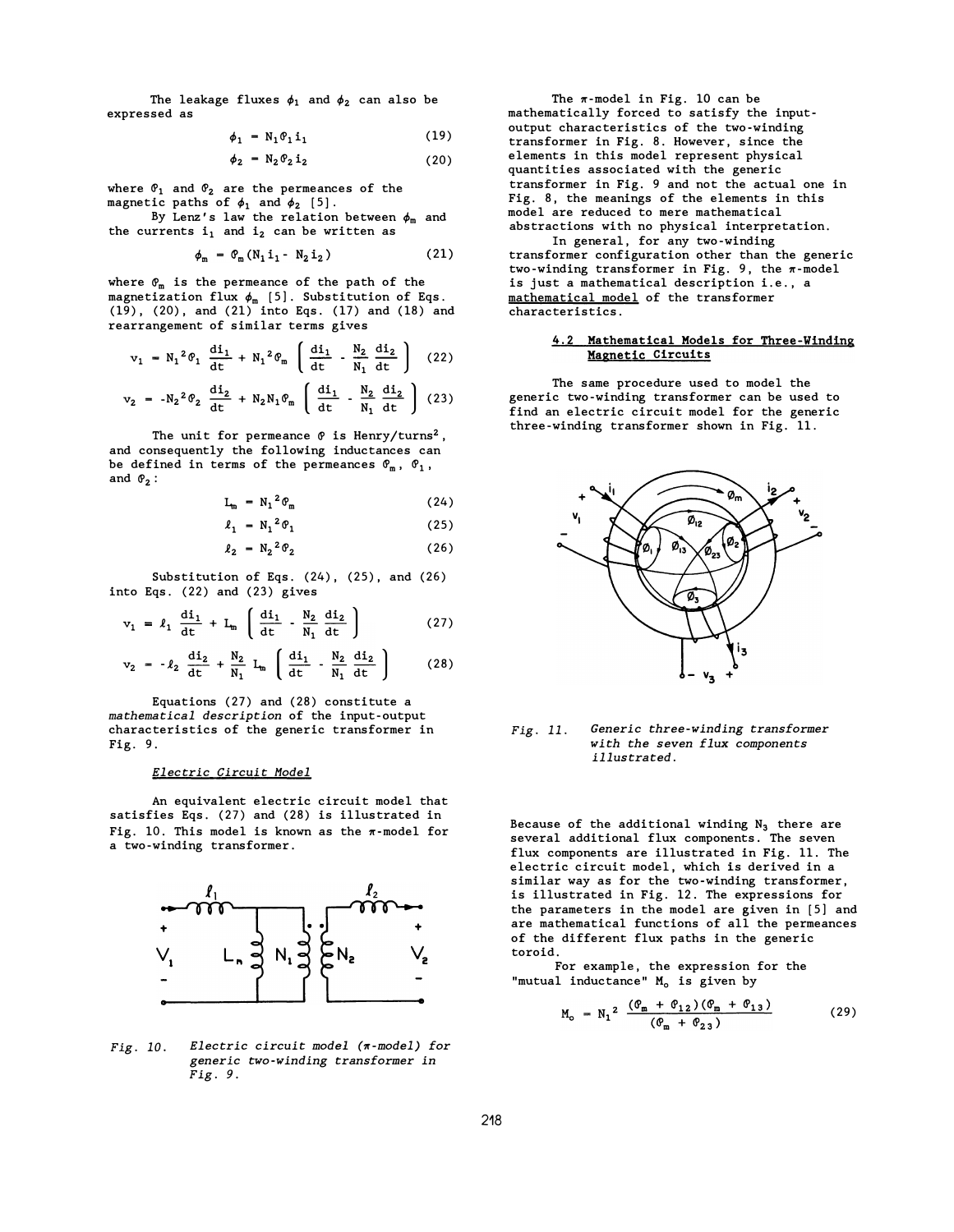The leakage fluxes $\phi_1$ and $\phi_2$ can also be expressed as

$$\phi_1 = N_1 \mathcal{P}_1 i_1 \tag{19}$$

$$\phi_2 = N_2 \mathcal{P}_2 i_2 \tag{20}$$

where $\mathcal{P}_1$ and $\mathcal{P}_2$ are the permeances of the magnetic paths of $\phi_1$ and $\phi_2$ [5].

By Lenz's law the relation between $\phi_m$ and the currents $i_1$ and $i_2$ can be written as

$$\phi_m = \mathcal{P}_m (N_1 i_1 - N_2 i_2) \tag{21}$$

where $\mathcal{P}_m$ is the permeance of the path of the magnetization flux $\phi_m$ [5]. Substitution of Eqs. (19), (20), and (21) into Eqs. (17) and (18) and rearrangement of similar terms gives

$$v_1 = N_1^2 \mathcal{P}_1 \frac{di_1}{dt} + N_1^2 \mathcal{P}_m \left( \frac{di_1}{dt} - \frac{N_2}{N_1} \frac{di_2}{dt} \right) \tag{22}$$

$$v_2 = -N_2^2 \mathcal{P}_2 \frac{di_2}{dt} + N_2 N_1 \mathcal{P}_m \left( \frac{di_1}{dt} - \frac{N_2}{N_1} \frac{di_2}{dt} \right) \tag{23}$$

The unit for permeance $\mathcal{P}$ is Henry/turns$^2$, and consequently the following inductances can be defined in terms of the permeances $\mathcal{P}_m$, $\mathcal{P}_1$, and $\mathcal{P}_2$:

$$L_m = N_1^2 \mathcal{P}_m \tag{24}$$

$$\ell_1 = N_1^2 \mathcal{P}_1 \tag{25}$$

$$\ell_2 = N_2^2 \mathcal{P}_2 \tag{26}$$

Substitution of Eqs. (24), (25), and (26) into Eqs. (22) and (23) gives

$$v_1 = \ell_1 \frac{di_1}{dt} + L_m \left( \frac{di_1}{dt} - \frac{N_2}{N_1} \frac{di_2}{dt} \right) \tag{27}$$

$$v_2 = -\ell_2 \frac{di_2}{dt} + \frac{N_2}{N_1} L_m \left( \frac{di_1}{dt} - \frac{N_2}{N_1} \frac{di_2}{dt} \right) \tag{28}$$

Equations (27) and (28) constitute a *mathematical description* of the input-output characteristics of the generic transformer in Fig. 9.

*Electric Circuit Model*

An equivalent electric circuit model that satisfies Eqs. (27) and (28) is illustrated in Fig. 10. This model is known as the $\pi$-model for a two-winding transformer.

*Fig. 10. Electric circuit model ($\pi$-model) for generic two-winding transformer in Fig. 9.*

The $\pi$-model in Fig. 10 can be mathematically forced to satisfy the input-output characteristics of the two-winding transformer in Fig. 8. However, since the elements in this model represent physical quantities associated with the generic transformer in Fig. 9 and not the actual one in Fig. 8, the meanings of the elements in this model are reduced to mere mathematical abstractions with no physical interpretation.

In general, for any two-winding transformer configuration other than the generic two-winding transformer in Fig. 9, the $\pi$-model is just a mathematical description i.e., a mathematical model of the transformer characteristics.

### 4.2 Mathematical Models for Three-Winding Magnetic Circuits

The same procedure used to model the generic two-winding transformer can be used to find an electric circuit model for the generic three-winding transformer shown in Fig. 11.

*Fig. 11. Generic three-winding transformer with the seven flux components illustrated.*

Because of the additional winding $N_3$ there are several additional flux components. The seven flux components are illustrated in Fig. 11. The electric circuit model, which is derived in a similar way as for the two-winding transformer, is illustrated in Fig. 12. The expressions for the parameters in the model are given in [5] and are mathematical functions of all the permeances of the different flux paths in the generic toroid.

For example, the expression for the "mutual inductance" $M_o$ is given by

$$M_o = N_1^2 \frac{(\mathcal{P}_m + \mathcal{P}_{12})(\mathcal{P}_m + \mathcal{P}_{13})}{(\mathcal{P}_m + \mathcal{P}_{23})} \tag{29}$$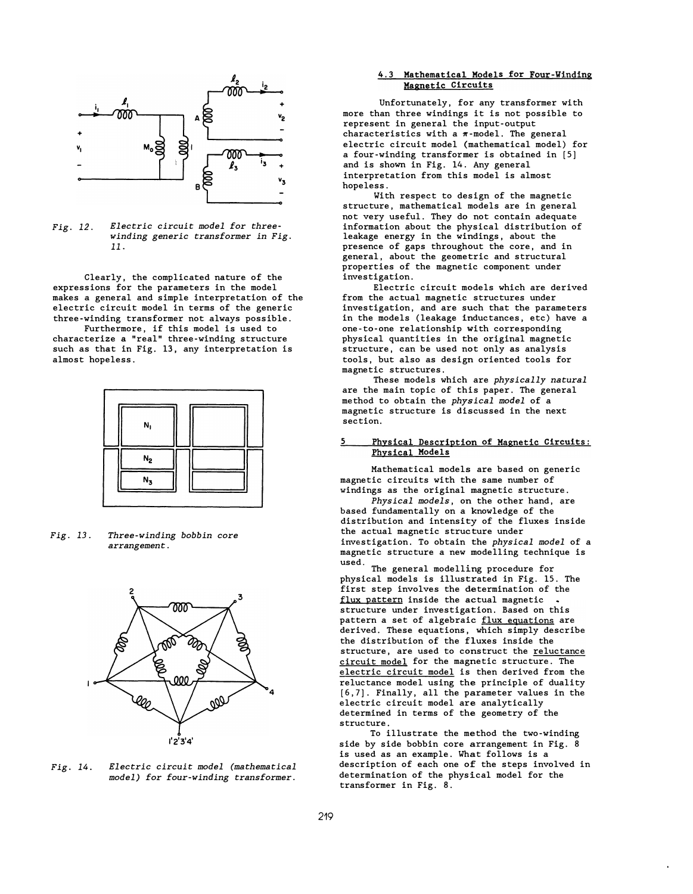Fig. 12. *Electric circuit model for three-winding generic transformer in Fig. 11.*

Clearly, the complicated nature of the expressions for the parameters in the model makes a general and simple interpretation of the electric circuit model in terms of the generic three-winding transformer not always possible.

Furthermore, if this model is used to characterize a "real" three-winding structure such as that in Fig. 13, any interpretation is almost hopeless.

Fig. 13. *Three-winding bobbin core arrangement.*

Fig. 14. *Electric circuit model (mathematical model) for four-winding transformer.*

### 4.3 Mathematical Models for Four-Winding Magnetic Circuits

Unfortunately, for any transformer with more than three windings it is not possible to represent in general the input-output characteristics with a $\pi$-model. The general electric circuit model (mathematical model) for a four-winding transformer is obtained in [5] and is shown in Fig. 14. Any general interpretation from this model is almost hopeless.

With respect to design of the magnetic structure, mathematical models are in general not very useful. They do not contain adequate information about the physical distribution of leakage energy in the windings, about the presence of gaps throughout the core, and in general, about the geometric and structural properties of the magnetic component under investigation.

Electric circuit models which are derived from the actual magnetic structures under investigation, and are such that the parameters in the models (leakage inductances, etc) have a one-to-one relationship with corresponding physical quantities in the original magnetic structure, can be used not only as analysis tools, but also as design oriented tools for magnetic structures.

These models which are *physically natural* are the main topic of this paper. The general method to obtain the *physical model* of a magnetic structure is discussed in the next section.

## 5 Physical Description of Magnetic Circuits: Physical Models

Mathematical models are based on generic magnetic circuits with the same number of windings as the original magnetic structure.

*Physical models*, on the other hand, are based fundamentally on a knowledge of the distribution and intensity of the fluxes inside the actual magnetic structure under investigation. To obtain the *physical model* of a magnetic structure a new modelling technique is used.

The general modelling procedure for physical models is illustrated in Fig. 15. The first step involves the determination of the flux pattern inside the actual magnetic structure under investigation. Based on this pattern a set of algebraic flux equations are derived. These equations, which simply describe the distribution of the fluxes inside the structure, are used to construct the reluctance circuit model for the magnetic structure. The electric circuit model is then derived from the reluctance model using the principle of duality [6,7]. Finally, all the parameter values in the electric circuit model are analytically determined in terms of the geometry of the structure.

To illustrate the method the two-winding side by side bobbin core arrangement in Fig. 8 is used as an example. What follows is a description of each one of the steps involved in determination of the physical model for the transformer in Fig. 8.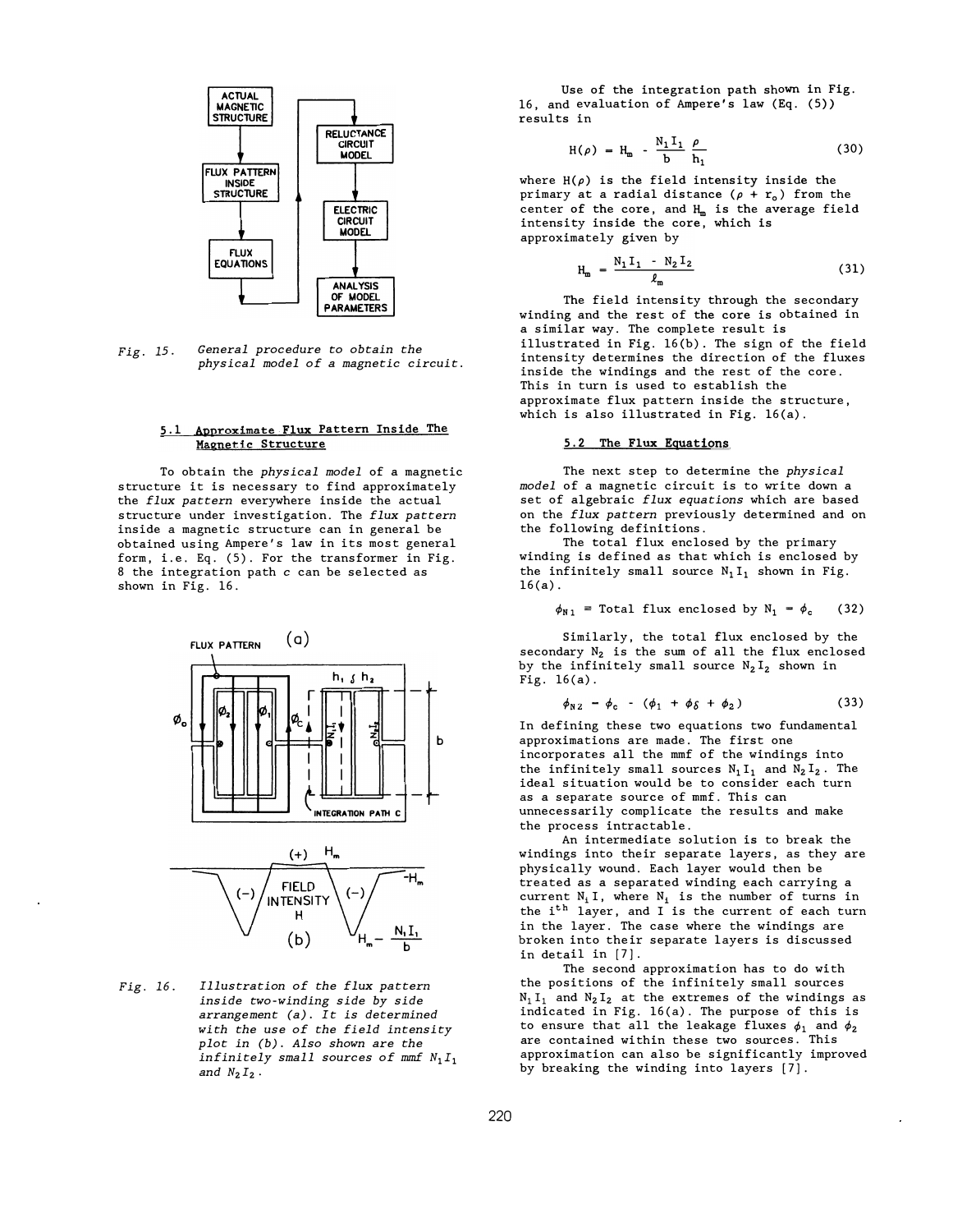Fig. 15. *General procedure to obtain the physical model of a magnetic circuit.*

### 5.1 Approximate Flux Pattern Inside The Magnetic Structure

To obtain the *physical model* of a magnetic structure it is necessary to find approximately the *flux pattern* everywhere inside the actual structure under investigation. The *flux pattern* inside a magnetic structure can in general be obtained using Ampere's law in its most general form, i.e. Eq. (5). For the transformer in Fig. 8 the integration path *c* can be selected as shown in Fig. 16.

Fig. 16. *Illustration of the flux pattern inside two-winding side by side arrangement (a). It is determined with the use of the field intensity plot in (b). Also shown are the infinitely small sources of mmf $N_1 I_1$ and $N_2 I_2$.*

Use of the integration path shown in Fig. 16, and evaluation of Ampere's law (Eq. (5)) results in

$$H(\rho) = H_m - \frac{N_1 I_1}{b} \frac{\rho}{h_1} \tag{30}$$

where $H(\rho)$ is the field intensity inside the primary at a radial distance $(\rho + r_o)$ from the center of the core, and $H_m$ is the average field intensity inside the core, which is approximately given by

$$H_m = \frac{N_1 I_1 - N_2 I_2}{\ell_m} \tag{31}$$

The field intensity through the secondary winding and the rest of the core is obtained in a similar way. The complete result is illustrated in Fig. 16(b). The sign of the field intensity determines the direction of the fluxes inside the windings and the rest of the core. This in turn is used to establish the approximate flux pattern inside the structure, which is also illustrated in Fig. 16(a).

### 5.2 The Flux Equations

The next step to determine the *physical model* of a magnetic circuit is to write down a set of algebraic *flux equations* which are based on the *flux pattern* previously determined and on the following definitions.

The total flux enclosed by the primary winding is defined as that which is enclosed by the infinitely small source $N_1 I_1$ shown in Fig. 16(a).

$$\phi_{N1} \equiv \text{Total flux enclosed by } N_1 = \phi_c \tag{32}$$

Similarly, the total flux enclosed by the secondary $N_2$ is the sum of all the flux enclosed by the infinitely small source $N_2 I_2$ shown in Fig. 16(a).

$$\phi_{N2} = \phi_c - (\phi_1 + \phi_\delta + \phi_2) \tag{33}$$

In defining these two equations two fundamental approximations are made. The first one incorporates all the mmf of the windings into the infinitely small sources $N_1 I_1$ and $N_2 I_2$. The ideal situation would be to consider each turn as a separate source of mmf. This can unnecessarily complicate the results and make the process intractable.

An intermediate solution is to break the windings into their separate layers, as they are physically wound. Each layer would then be treated as a separated winding each carrying a current $N_i I$, where $N_i$ is the number of turns in the $i^{th}$ layer, and I is the current of each turn in the layer. The case where the windings are broken into their separate layers is discussed in detail in [7].

The second approximation has to do with the positions of the infinitely small sources $N_1 I_1$ and $N_2 I_2$ at the extremes of the windings as indicated in Fig. 16(a). The purpose of this is to ensure that all the leakage fluxes $\phi_1$ and $\phi_2$ are contained within these two sources. This approximation can also be significantly improved by breaking the winding into layers [7].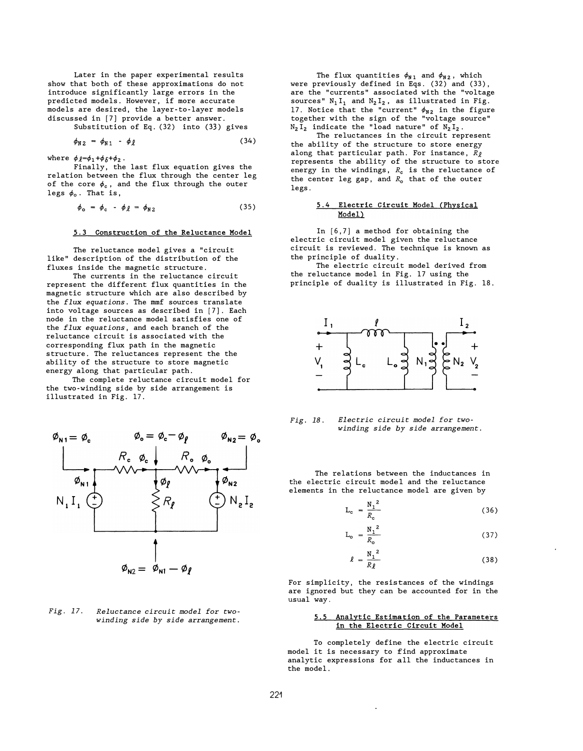Later in the paper experimental results show that both of these approximations do not introduce significantly large errors in the predicted models. However, if more accurate models are desired, the layer-to-layer models discussed in [7] provide a better answer.

Substitution of Eq. (32) into (33) gives

$$\phi_{N2} = \phi_{N1} - \phi_\ell \tag{34}$$

where $\phi_\ell = \phi_1 + \phi_\delta + \phi_2$.

Finally, the last flux equation gives the relation between the flux through the center leg of the core $\phi_c$, and the flux through the outer legs $\phi_o$. That is,

$$\phi_o = \phi_c - \phi_\ell = \phi_{N2} \tag{35}$$

### 5.3 Construction of the Reluctance Model

The reluctance model gives a "circuit like" description of the distribution of the fluxes inside the magnetic structure.

The currents in the reluctance circuit represent the different flux quantities in the magnetic structure which are also described by the *flux equations*. The mmf sources translate into voltage sources as described in [7]. Each node in the reluctance model satisfies one of the *flux equations*, and each branch of the reluctance circuit is associated with the corresponding flux path in the magnetic structure. The reluctances represent the the ability of the structure to store magnetic energy along that particular path.

The complete reluctance circuit model for the two-winding side by side arrangement is illustrated in Fig. 17.

*Fig. 17. Reluctance circuit model for two-winding side by side arrangement.*

The flux quantities $\phi_{N1}$ and $\phi_{N2}$, which were previously defined in Eqs. (32) and (33), are the "currents" associated with the "voltage sources" $N_1 I_1$ and $N_2 I_2$, as illustrated in Fig. 17. Notice that the "current" $\phi_{N2}$ in the figure together with the sign of the "voltage source" $N_2 I_2$ indicate the "load nature" of $N_2 I_2$.

The reluctances in the circuit represent the ability of the structure to store energy along that particular path. For instance, $R_\ell$ represents the ability of the structure to store energy in the windings, $R_c$ is the reluctance of the center leg gap, and $R_o$ that of the outer legs.

### 5.4 Electric Circuit Model (Physical Model)

In [6,7] a method for obtaining the electric circuit model given the reluctance circuit is reviewed. The technique is known as the principle of duality.

The electric circuit model derived from the reluctance model in Fig. 17 using the principle of duality is illustrated in Fig. 18.

*Fig. 18. Electric circuit model for two-winding side by side arrangement.*

The relations between the inductances in the electric circuit model and the reluctance elements in the reluctance model are given by

$$L_c = \frac{N_1^{\,2}}{R_c} \tag{36}$$

$$L_o = \frac{N_1^{\,2}}{R_o} \tag{37}$$

$$\ell = \frac{N_1^{\,2}}{R_\ell} \tag{38}$$

For simplicity, the resistances of the windings are ignored but they can be accounted for in the usual way.

### 5.5 Analytic Estimation of the Parameters in the Electric Circuit Model

To completely define the electric circuit model it is necessary to find approximate analytic expressions for all the inductances in the model.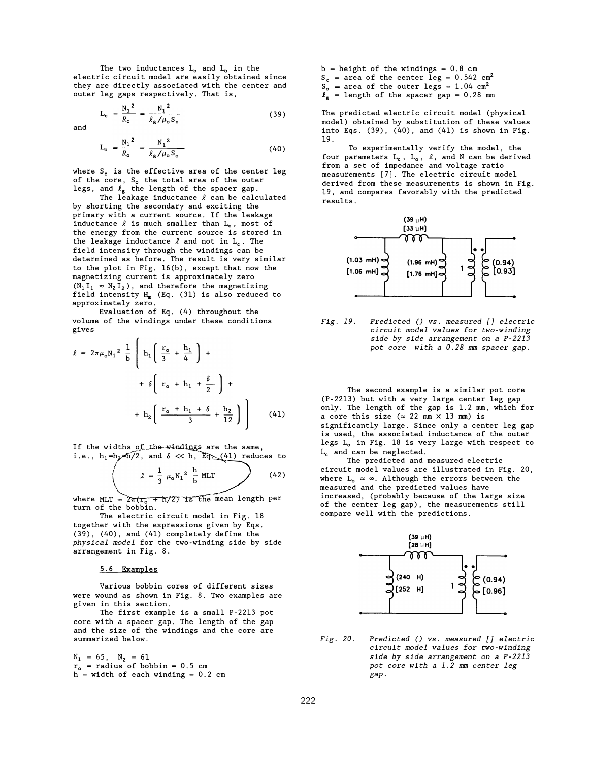The two inductances $L_c$ and $L_o$ in the electric circuit model are easily obtained since they are directly associated with the center and outer leg gaps respectively. That is,

$$L_c = \frac{N_1^2}{\mathcal{R}_c} = \frac{N_1^2}{\ell_g/\mu_o S_c} \tag{39}$$

and

$$L_o = \frac{N_1^2}{\mathcal{R}_o} = \frac{N_1^2}{\ell_g/\mu_o S_o} \tag{40}$$

where $S_c$ is the effective area of the center leg of the core, $S_o$ the total area of the outer legs, and $\ell_g$ the length of the spacer gap.

The leakage inductance $\ell$ can be calculated by shorting the secondary and exciting the primary with a current source. If the leakage inductance $\ell$ is much smaller than $L_c$, most of the energy from the current source is stored in the leakage inductance $\ell$ and not in $L_c$. The field intensity through the windings can be determined as before. The result is very similar to the plot in Fig. 16(b), except that now the magnetizing current is approximately zero ($N_1 I_1 \approx N_2 I_2$), and therefore the magnetizing field intensity $H_m$ (Eq. (31) is also reduced to approximately zero.

Evaluation of Eq. (4) throughout the volume of the windings under these conditions gives

$$\ell = 2\pi\mu_o N_1^2 \frac{1}{b} \left\{ h_1 \left( \frac{r_o}{3} + \frac{h_1}{4} \right) + \delta \left( r_o + h_1 + \frac{\delta}{2} \right) + h_2 \left( \frac{r_o + h_1 + \delta}{3} + \frac{h_2}{12} \right) \right\} \tag{41}$$

If the widths of the windings are the same, i.e., $h_1 = h_2 = h/2$, and $\delta \ll h$, Eq. (41) reduces to

$$\ell = \frac{1}{3} \mu_o N_1^2 \frac{h}{b} \text{ MLT} \tag{42}$$

where $\text{MLT} = 2\pi(r_o + h/2)$ is the mean length per turn of the bobbin.

The electric circuit model in Fig. 18 together with the expressions given by Eqs. (39), (40), and (41) completely define the *physical model* for the two-winding side by side arrangement in Fig. 8.

### 5.6 Examples

Various bobbin cores of different sizes were wound as shown in Fig. 8. Two examples are given in this section.

The first example is a small P-2213 pot core with a spacer gap. The length of the gap and the size of the windings and the core are summarized below.

$N_1 = 65$, $N_2 = 61$
$r_o$ = radius of bobbin = 0.5 cm
$h$ = width of each winding = 0.2 cm
$b$ = height of the windings = 0.8 cm
$S_c$ = area of the center leg = 0.542 $\text{cm}^2$
$S_o$ = area of the outer legs = 1.04 $\text{cm}^2$
$\ell_g$ = length of the spacer gap = 0.28 mm

The predicted electric circuit model (physical model) obtained by substitution of these values into Eqs. (39), (40), and (41) is shown in Fig. 19.

To experimentally verify the model, the four parameters $L_c$, $L_o$, $\ell$, and N can be derived from a set of impedance and voltage ratio measurements [7]. The electric circuit model derived from these measurements is shown in Fig. 19, and compares favorably with the predicted results.

(39 μH) [33 μH]; (1.03 mH) [1.06 mH]; (1.96 mH) [1.76 mH]; 1; (0.94) [0.93]

*Fig. 19. Predicted () vs. measured [] electric circuit model values for two-winding side by side arrangement on a P-2213 pot core with a 0.28 mm spacer gap.*

The second example is a similar pot core (P-2213) but with a very large center leg gap only. The length of the gap is 1.2 mm, which for a core this size (≈ 22 mm × 13 mm) is significantly large. Since only a center leg gap is used, the associated inductance of the outer legs $L_o$ in Fig. 18 is very large with respect to $L_c$ and can be neglected.

The predicted and measured electric circuit model values are illustrated in Fig. 20, where $L_o \approx \infty$. Although the errors between the measured and the predicted values have increased, (probably because of the large size of the center leg gap), the measurements still compare well with the predictions.

(39 μH) [28 μH]; (240 H) [252 H]; 1; (0.94) [0.96]

*Fig. 20. Predicted () vs. measured [] electric circuit model values for two-winding side by side arrangement on a P-2213 pot core with a 1.2 mm center leg gap.*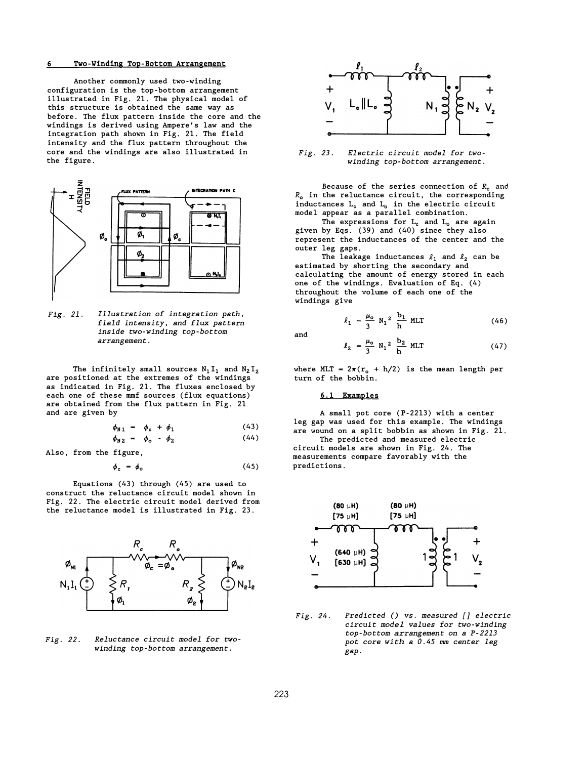## 6 Two-Winding Top-Bottom Arrangement

Another commonly used two-winding configuration is the top-bottom arrangement illustrated in Fig. 21. The physical model of this structure is obtained the same way as before. The flux pattern inside the core and the windings is derived using Ampere's law and the integration path shown in Fig. 21. The field intensity and the flux pattern throughout the core and the windings are also illustrated in the figure.

*Fig. 21. Illustration of integration path, field intensity, and flux pattern inside two-winding top-bottom arrangement.*

The infinitely small sources $N_1I_1$ and $N_2I_2$ are positioned at the extremes of the windings as indicated in Fig. 21. The fluxes enclosed by each one of these mmf sources (flux equations) are obtained from the flux pattern in Fig. 21 and are given by

$$\phi_{N1} = \phi_c + \phi_1 \tag{43}$$

$$\phi_{N2} = \phi_o - \phi_2 \tag{44}$$

Also, from the figure,

$$\phi_c = \phi_o \tag{45}$$

Equations (43) through (45) are used to construct the reluctance circuit model shown in Fig. 22. The electric circuit model derived from the reluctance model is illustrated in Fig. 23.

*Fig. 22. Reluctance circuit model for two-winding top-bottom arrangement.*

*Fig. 23. Electric circuit model for two-winding top-bottom arrangement.*

Because of the series connection of $R_c$ and $R_o$ in the reluctance circuit, the corresponding inductances $L_c$ and $L_o$ in the electric circuit model appear as a parallel combination.

The expressions for $L_c$ and $L_o$ are again given by Eqs. (39) and (40) since they also represent the inductances of the center and the outer leg gaps.

The leakage inductances $\ell_1$ and $\ell_2$ can be estimated by shorting the secondary and calculating the amount of energy stored in each one of the windings. Evaluation of Eq. (4) throughout the volume of each one of the windings give

$$\ell_1 = \frac{\mu_o}{3} N_1^2 \frac{b_1}{h} \text{MLT} \tag{46}$$

and

$$\ell_2 = \frac{\mu_o}{3} N_1^2 \frac{b_2}{h} \text{MLT} \tag{47}$$

where $\text{MLT} = 2\pi(r_o + h/2)$ is the mean length per turn of the bobbin.

### 6.1 Examples

A small pot core (P-2213) with a center leg gap was used for this example. The windings are wound on a split bobbin as shown in Fig. 21.

The predicted and measured electric circuit models are shown in Fig. 24. The measurements compare favorably with the predictions.

*Fig. 24. Predicted () vs. measured [] electric circuit model values for two-winding top-bottom arrangement on a P-2213 pot core with a 0.45 mm center leg gap.*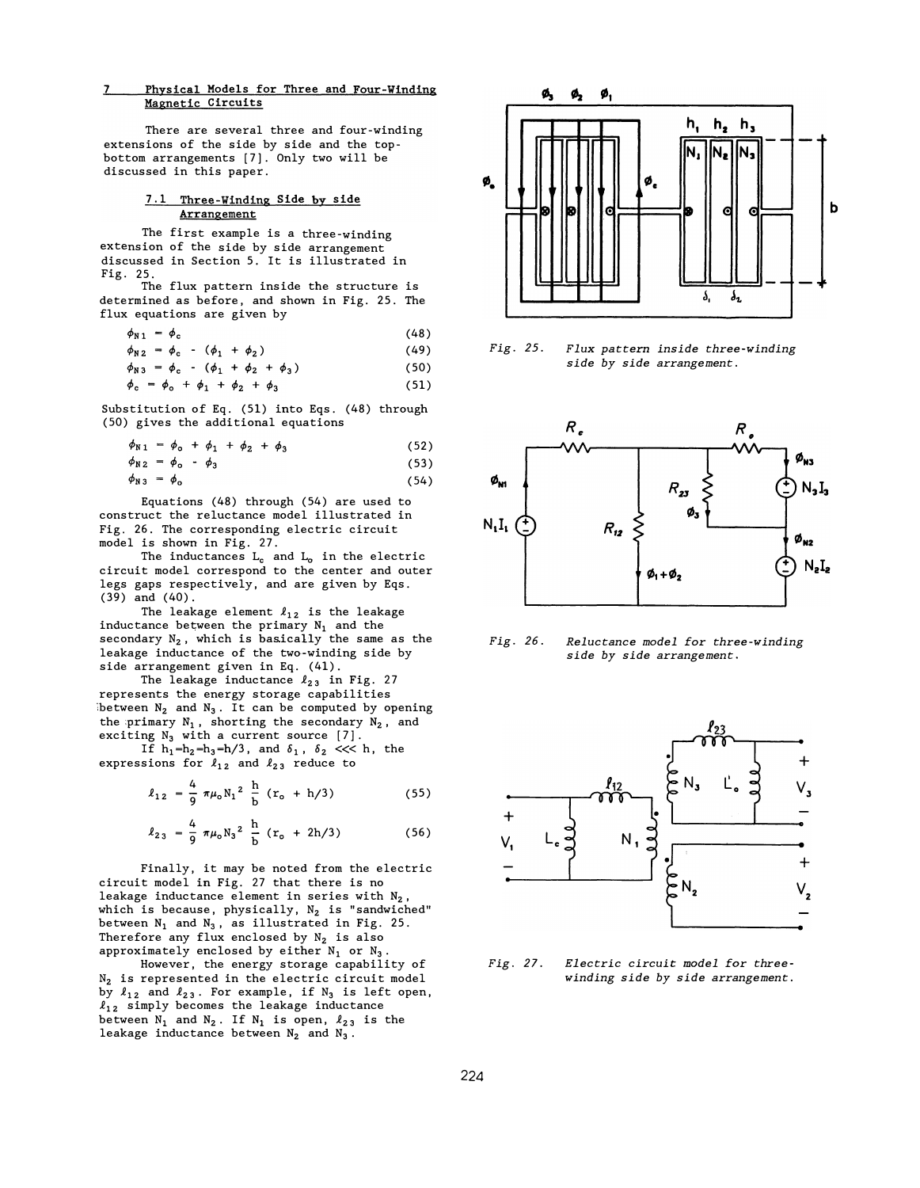## 7 Physical Models for Three and Four-Winding Magnetic Circuits

There are several three and four-winding extensions of the side by side and the top-bottom arrangements [7]. Only two will be discussed in this paper.

### 7.1 Three-Winding Side by side Arrangement

The first example is a three-winding extension of the side by side arrangement discussed in Section 5. It is illustrated in Fig. 25.

The flux pattern inside the structure is determined as before, and shown in Fig. 25. The flux equations are given by

$$\phi_{N1} = \phi_c \tag{48}$$

$$\phi_{N2} = \phi_c - (\phi_1 + \phi_2) \tag{49}$$

$$\phi_{N3} = \phi_c - (\phi_1 + \phi_2 + \phi_3) \tag{50}$$

$$\phi_c = \phi_o + \phi_1 + \phi_2 + \phi_3 \tag{51}$$

Substitution of Eq. (51) into Eqs. (48) through (50) gives the additional equations

$$\phi_{N1} = \phi_o + \phi_1 + \phi_2 + \phi_3 \tag{52}$$

$$\phi_{N2} = \phi_o - \phi_3 \tag{53}$$

$$\phi_{N3} = \phi_o \tag{54}$$

Equations (48) through (54) are used to construct the reluctance model illustrated in Fig. 26. The corresponding electric circuit model is shown in Fig. 27.

The inductances $L_c$ and $L_o$ in the electric circuit model correspond to the center and outer legs gaps respectively, and are given by Eqs. (39) and (40).

The leakage element $\ell_{12}$ is the leakage inductance between the primary $N_1$ and the secondary $N_2$, which is basically the same as the leakage inductance of the two-winding side by side arrangement given in Eq. (41).

The leakage inductance $\ell_{23}$ in Fig. 27 represents the energy storage capabilities between $N_2$ and $N_3$. It can be computed by opening the primary $N_1$, shorting the secondary $N_2$, and exciting $N_3$ with a current source [7].

If $h_1 = h_2 = h_3 = h/3$, and $\delta_1$, $\delta_2$ <<< h, the expressions for $\ell_{12}$ and $\ell_{23}$ reduce to

$$\ell_{12} = \frac{4}{9} \pi \mu_o N_1^2 \frac{h}{b} (r_o + h/3) \tag{55}$$

$$\ell_{23} = \frac{4}{9} \pi \mu_o N_3^2 \frac{h}{b} (r_o + 2h/3) \tag{56}$$

Finally, it may be noted from the electric circuit model in Fig. 27 that there is no leakage inductance element in series with $N_2$, which is because, physically, $N_2$ is "sandwiched" between $N_1$ and $N_3$, as illustrated in Fig. 25. Therefore any flux enclosed by $N_2$ is also approximately enclosed by either $N_1$ or $N_3$.

However, the energy storage capability of $N_2$ is represented in the electric circuit model by $\ell_{12}$ and $\ell_{23}$. For example, if $N_3$ is left open, $\ell_{12}$ simply becomes the leakage inductance between $N_1$ and $N_2$. If $N_1$ is open, $\ell_{23}$ is the leakage inductance between $N_2$ and $N_3$.

*Fig. 25. Flux pattern inside three-winding side by side arrangement.*

*Fig. 26. Reluctance model for three-winding side by side arrangement.*

*Fig. 27. Electric circuit model for three-winding side by side arrangement.*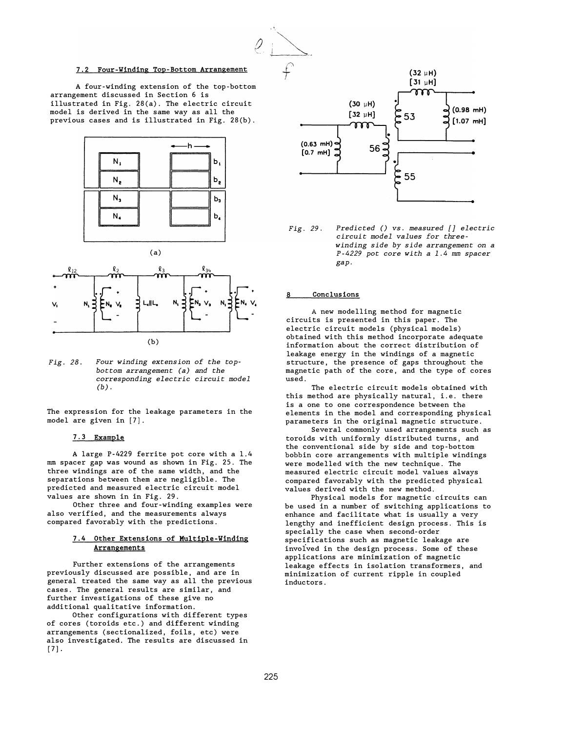### 7.2 Four-Winding Top-Bottom Arrangement

A four-winding extension of the top-bottom arrangement discussed in Section 6 is illustrated in Fig. 28(a). The electric circuit model is derived in the same way as all the previous cases and is illustrated in Fig. 28(b).

*Fig. 28. Four winding extension of the top-bottom arrangement (a) and the corresponding electric circuit model (b).*

The expression for the leakage parameters in the model are given in [7].

### 7.3 Example

A large P-4229 ferrite pot core with a 1.4 mm spacer gap was wound as shown in Fig. 25. The three windings are of the same width, and the separations between them are negligible. The predicted and measured electric circuit model values are shown in in Fig. 29.

Other three and four-winding examples were also verified, and the measurements always compared favorably with the predictions.

### 7.4 Other Extensions of Multiple-Winding Arrangements

Further extensions of the arrangements previously discussed are possible, and are in general treated the same way as all the previous cases. The general results are similar, and further investigations of these give no additional qualitative information.

Other configurations with different types of cores (toroids etc.) and different winding arrangements (sectionalized, foils, etc) were also investigated. The results are discussed in [7].

*Fig. 29. Predicted () vs. measured [] electric circuit model values for three-winding side by side arrangement on a P-4229 pot core with a 1.4 mm spacer gap.*

## 8 Conclusions

A new modelling method for magnetic circuits is presented in this paper. The electric circuit models (physical models) obtained with this method incorporate adequate information about the correct distribution of leakage energy in the windings of a magnetic structure, the presence of gaps throughout the magnetic path of the core, and the type of cores used.

The electric circuit models obtained with this method are physically natural, i.e. there is a one to one correspondence between the elements in the model and corresponding physical parameters in the original magnetic structure.

Several commonly used arrangements such as toroids with uniformly distributed turns, and the conventional side by side and top-bottom bobbin core arrangements with multiple windings were modelled with the new technique. The measured electric circuit model values always compared favorably with the predicted physical values derived with the new method.

Physical models for magnetic circuits can be used in a number of switching applications to enhance and facilitate what is usually a very lengthy and inefficient design process. This is specially the case when second-order specifications such as magnetic leakage are involved in the design process. Some of these applications are minimization of magnetic leakage effects in isolation transformers, and minimization of current ripple in coupled inductors.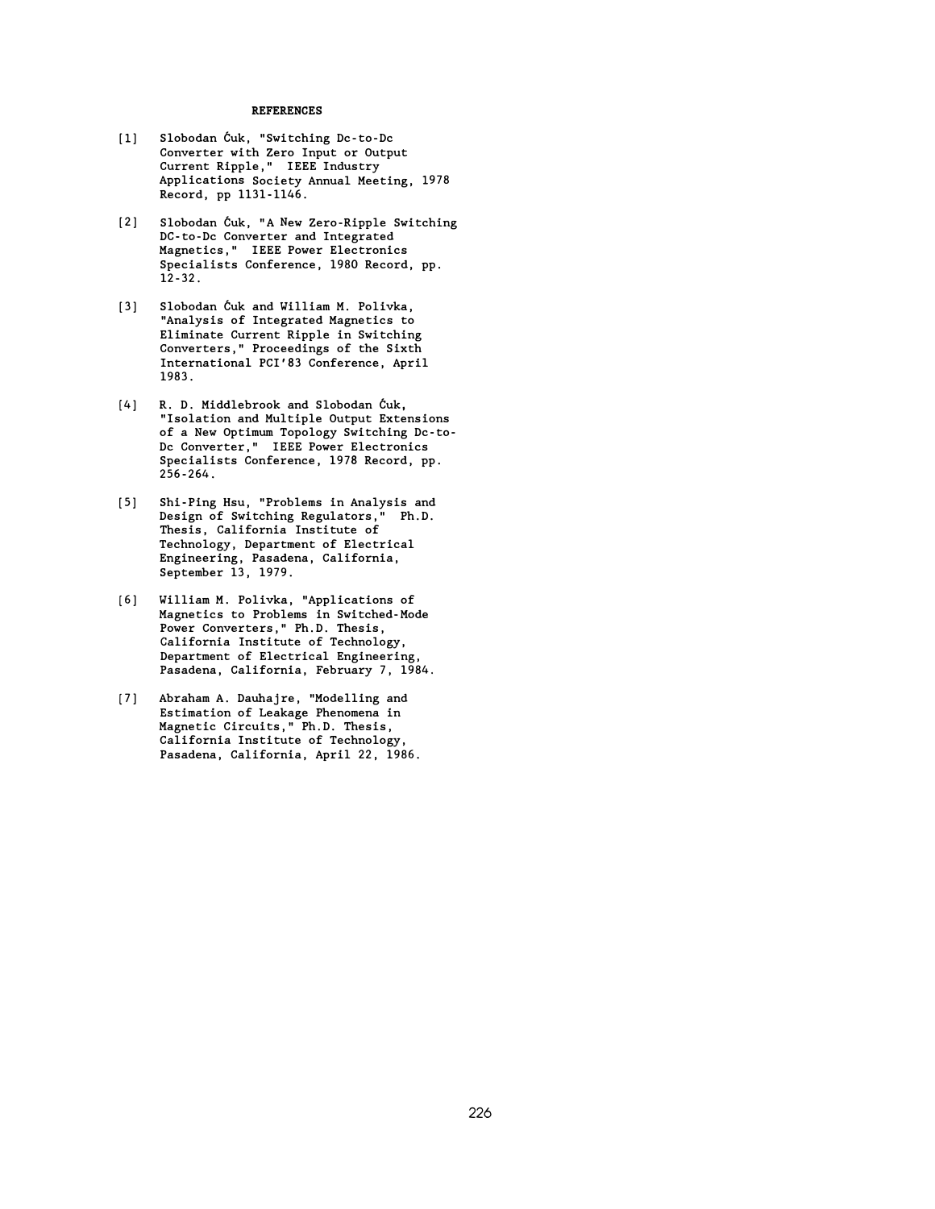## REFERENCES

[1] Slobodan Ćuk, "Switching Dc-to-Dc Converter with Zero Input or Output Current Ripple," IEEE Industry Applications Society Annual Meeting, 1978 Record, pp 1131-1146.

[2] Slobodan Ćuk, "A New Zero-Ripple Switching DC-to-Dc Converter and Integrated Magnetics," IEEE Power Electronics Specialists Conference, 1980 Record, pp. 12-32.

[3] Slobodan Ćuk and William M. Polivka, "Analysis of Integrated Magnetics to Eliminate Current Ripple in Switching Converters," Proceedings of the Sixth International PCI'83 Conference, April 1983.

[4] R. D. Middlebrook and Slobodan Ćuk, "Isolation and Multiple Output Extensions of a New Optimum Topology Switching Dc-to-Dc Converter," IEEE Power Electronics Specialists Conference, 1978 Record, pp. 256-264.

[5] Shi-Ping Hsu, "Problems in Analysis and Design of Switching Regulators," Ph.D. Thesis, California Institute of Technology, Department of Electrical Engineering, Pasadena, California, September 13, 1979.

[6] William M. Polivka, "Applications of Magnetics to Problems in Switched-Mode Power Converters," Ph.D. Thesis, California Institute of Technology, Department of Electrical Engineering, Pasadena, California, February 7, 1984.

[7] Abraham A. Dauhajre, "Modelling and Estimation of Leakage Phenomena in Magnetic Circuits," Ph.D. Thesis, California Institute of Technology, Pasadena, California, April 22, 1986.